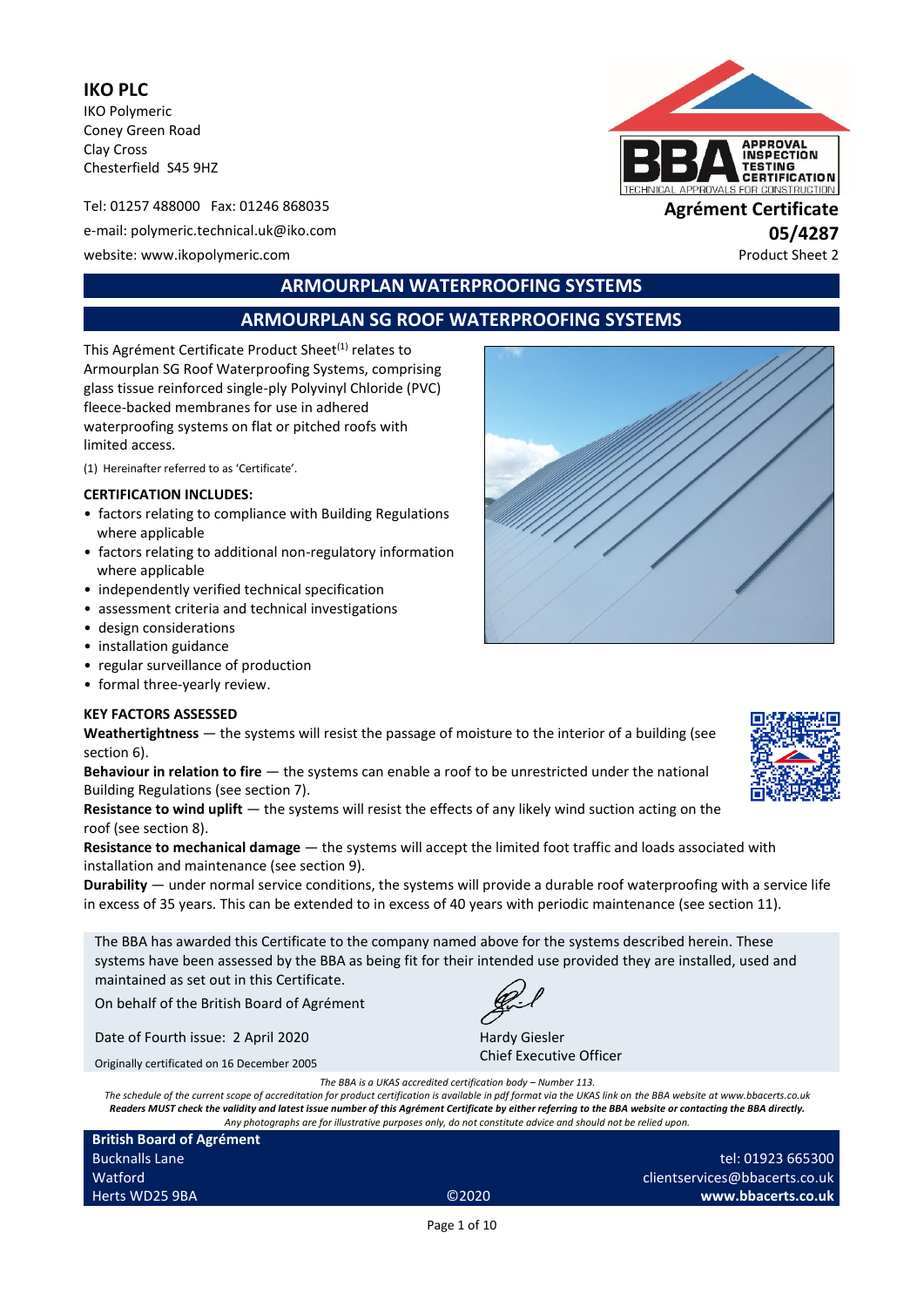**IKO PLC**

IKO Polymeric
Coney Green Road
Clay Cross
Chesterfield S45 9HZ

Tel: 01257 488000 Fax: 01246 868035

e-mail: polymeric.technical.uk@iko.com

website: www.ikopolymeric.com

**Agrément Certificate**
**05/4287**
Product Sheet 2

## ARMOURPLAN WATERPROOFING SYSTEMS

## ARMOURPLAN SG ROOF WATERPROOFING SYSTEMS

This Agrément Certificate Product Sheet(1) relates to Armourplan SG Roof Waterproofing Systems, comprising glass tissue reinforced single-ply Polyvinyl Chloride (PVC) fleece-backed membranes for use in adhered waterproofing systems on flat or pitched roofs with limited access.

(1) Hereinafter referred to as 'Certificate'.

**CERTIFICATION INCLUDES:**

- factors relating to compliance with Building Regulations where applicable
- factors relating to additional non-regulatory information where applicable
- independently verified technical specification
- assessment criteria and technical investigations
- design considerations
- installation guidance
- regular surveillance of production
- formal three-yearly review.

**KEY FACTORS ASSESSED**

**Weathertightness** — the systems will resist the passage of moisture to the interior of a building (see section 6).

**Behaviour in relation to fire** — the systems can enable a roof to be unrestricted under the national Building Regulations (see section 7).

**Resistance to wind uplift** — the systems will resist the effects of any likely wind suction acting on the roof (see section 8).

**Resistance to mechanical damage** — the systems will accept the limited foot traffic and loads associated with installation and maintenance (see section 9).

**Durability** — under normal service conditions, the systems will provide a durable roof waterproofing with a service life in excess of 35 years. This can be extended to in excess of 40 years with periodic maintenance (see section 11).

The BBA has awarded this Certificate to the company named above for the systems described herein. These systems have been assessed by the BBA as being fit for their intended use provided they are installed, used and maintained as set out in this Certificate.

On behalf of the British Board of Agrément

Date of Fourth issue: 2 April 2020

Originally certificated on 16 December 2005

Hardy Giesler
Chief Executive Officer

*The BBA is a UKAS accredited certification body – Number 113.*
*The schedule of the current scope of accreditation for product certification is available in pdf format via the UKAS link on the BBA website at www.bbacerts.co.uk*
***Readers MUST check the validity and latest issue number of this Agrément Certificate by either referring to the BBA website or contacting the BBA directly.***
*Any photographs are for illustrative purposes only, do not constitute advice and should not be relied upon.*

**British Board of Agrément**
Bucknalls Lane
Watford
Herts WD25 9BA

©2020

tel: 01923 665300
clientservices@bbacerts.co.uk
**www.bbacerts.co.uk**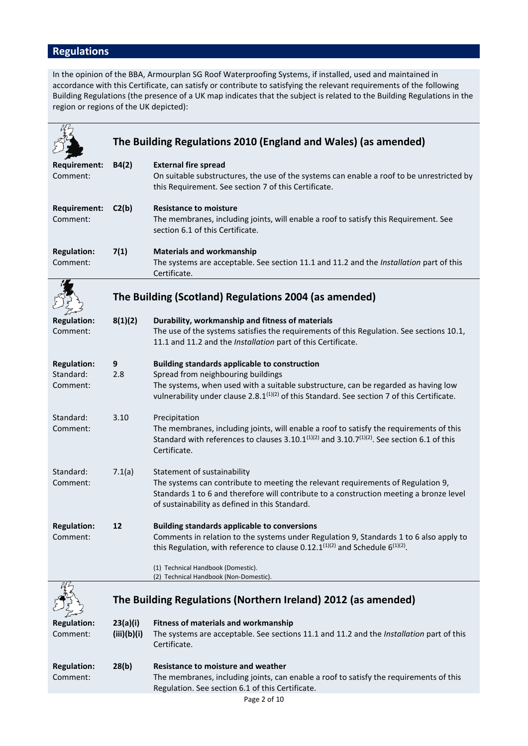## Regulations

In the opinion of the BBA, Armourplan SG Roof Waterproofing Systems, if installed, used and maintained in accordance with this Certificate, can satisfy or contribute to satisfying the relevant requirements of the following Building Regulations (the presence of a UK map indicates that the subject is related to the Building Regulations in the region or regions of the UK depicted):

### The Building Regulations 2010 (England and Wales) (as amended)

**Requirement:** **B4(2)** **External fire spread**
Comment: On suitable substructures, the use of the systems can enable a roof to be unrestricted by this Requirement. See section 7 of this Certificate.

**Requirement:** **C2(b)** **Resistance to moisture**
Comment: The membranes, including joints, will enable a roof to satisfy this Requirement. See section 6.1 of this Certificate.

**Regulation:** **7(1)** **Materials and workmanship**
Comment: The systems are acceptable. See section 11.1 and 11.2 and the *Installation* part of this Certificate.

### The Building (Scotland) Regulations 2004 (as amended)

**Regulation:** **8(1)(2)** **Durability, workmanship and fitness of materials**
Comment: The use of the systems satisfies the requirements of this Regulation. See sections 10.1, 11.1 and 11.2 and the *Installation* part of this Certificate.

**Regulation:** **9** **Building standards applicable to construction**
Standard: 2.8 Spread from neighbouring buildings
Comment: The systems, when used with a suitable substructure, can be regarded as having low vulnerability under clause 2.8.1(1)(2) of this Standard. See section 7 of this Certificate.

Standard: 3.10 Precipitation
Comment: The membranes, including joints, will enable a roof to satisfy the requirements of this Standard with references to clauses 3.10.1(1)(2) and 3.10.7(1)(2). See section 6.1 of this Certificate.

Standard: 7.1(a) Statement of sustainability
Comment: The systems can contribute to meeting the relevant requirements of Regulation 9, Standards 1 to 6 and therefore will contribute to a construction meeting a bronze level of sustainability as defined in this Standard.

**Regulation:** **12** **Building standards applicable to conversions**
Comment: Comments in relation to the systems under Regulation 9, Standards 1 to 6 also apply to this Regulation, with reference to clause 0.12.1(1)(2) and Schedule 6(1)(2).

(1) Technical Handbook (Domestic).
(2) Technical Handbook (Non-Domestic).

### The Building Regulations (Northern Ireland) 2012 (as amended)

**Regulation:** **23(a)(i)(iii)(b)(i)** **Fitness of materials and workmanship**
Comment: The systems are acceptable. See sections 11.1 and 11.2 and the *Installation* part of this Certificate.

**Regulation:** **28(b)** **Resistance to moisture and weather**
Comment: The membranes, including joints, can enable a roof to satisfy the requirements of this Regulation. See section 6.1 of this Certificate.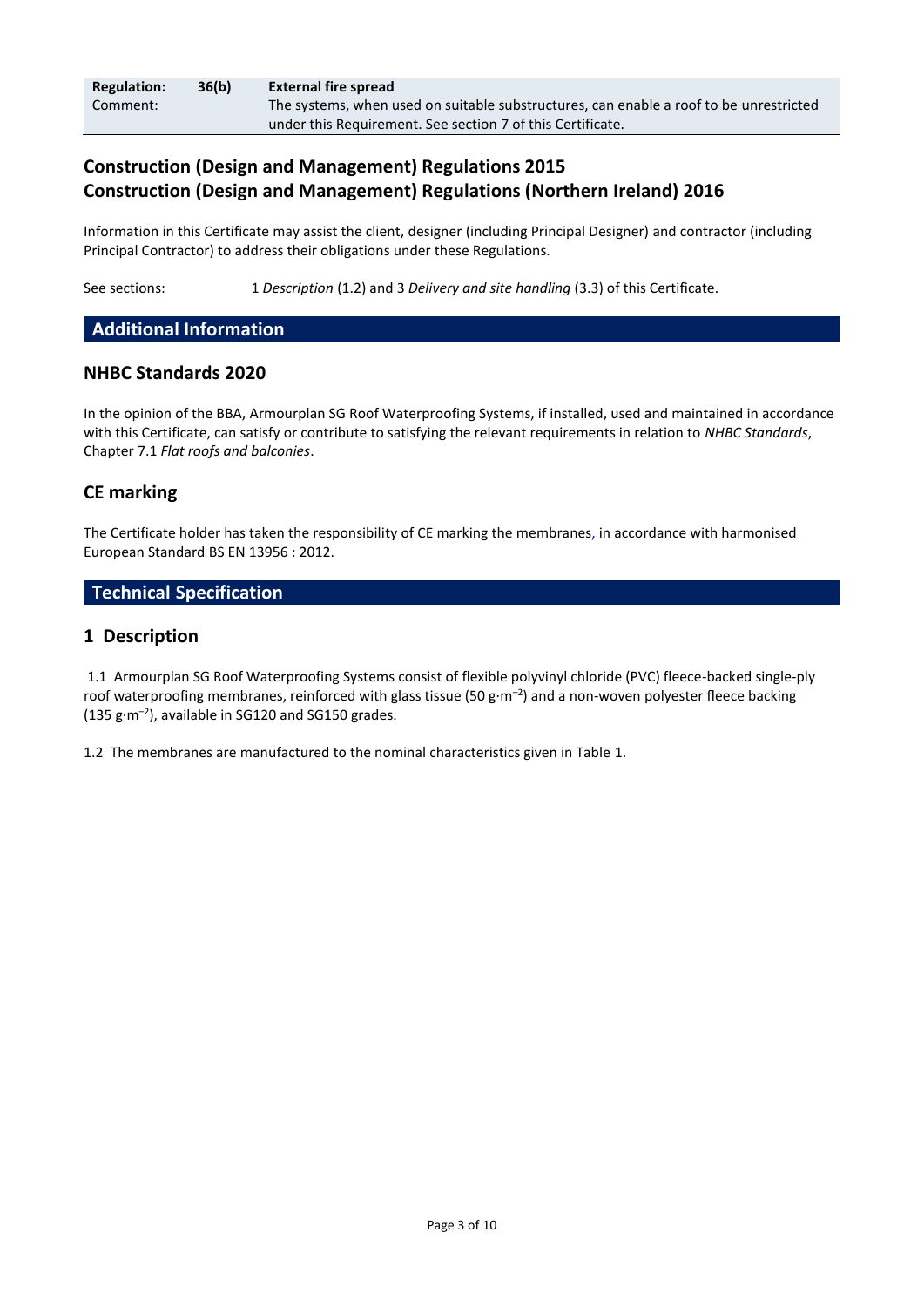| **Regulation:** | **36(b)** | **External fire spread** |
|---|---|---|
| Comment: | | The systems, when used on suitable substructures, can enable a roof to be unrestricted under this Requirement. See section 7 of this Certificate. |

## Construction (Design and Management) Regulations 2015
## Construction (Design and Management) Regulations (Northern Ireland) 2016

Information in this Certificate may assist the client, designer (including Principal Designer) and contractor (including Principal Contractor) to address their obligations under these Regulations.

See sections: 1 *Description* (1.2) and 3 *Delivery and site handling* (3.3) of this Certificate.

## Additional Information

### NHBC Standards 2020

In the opinion of the BBA, Armourplan SG Roof Waterproofing Systems, if installed, used and maintained in accordance with this Certificate, can satisfy or contribute to satisfying the relevant requirements in relation to *NHBC Standards*, Chapter 7.1 *Flat roofs and balconies*.

### CE marking

The Certificate holder has taken the responsibility of CE marking the membranes, in accordance with harmonised European Standard BS EN 13956 : 2012.

## Technical Specification

### 1 Description

1.1 Armourplan SG Roof Waterproofing Systems consist of flexible polyvinyl chloride (PVC) fleece-backed single-ply roof waterproofing membranes, reinforced with glass tissue (50 $g{\cdot}m^{-2}$) and a non-woven polyester fleece backing (135 $g{\cdot}m^{-2}$), available in SG120 and SG150 grades.

1.2 The membranes are manufactured to the nominal characteristics given in Table 1.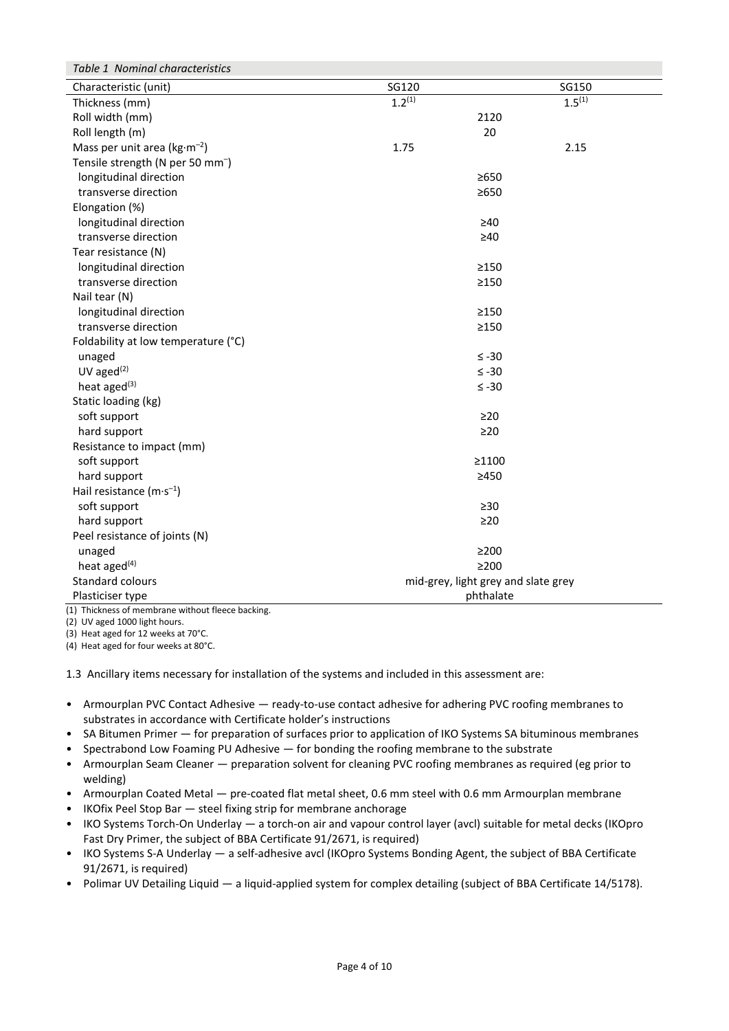*Table 1 Nominal characteristics*

| Characteristic (unit) | SG120 | SG150 |
|---|---|---|
| Thickness (mm) | 1.2[(1)] | 1.5[(1)] |
| Roll width (mm) | 2120 | |
| Roll length (m) | 20 | |
| Mass per unit area (kg·m$^{-2}$) | 1.75 | 2.15 |
| Tensile strength (N per 50 mm$^{-}$) | | |
| longitudinal direction | ≥650 | |
| transverse direction | ≥650 | |
| Elongation (%) | | |
| longitudinal direction | ≥40 | |
| transverse direction | ≥40 | |
| Tear resistance (N) | | |
| longitudinal direction | ≥150 | |
| transverse direction | ≥150 | |
| Nail tear (N) | | |
| longitudinal direction | ≥150 | |
| transverse direction | ≥150 | |
| Foldability at low temperature (°C) | | |
| unaged | ≤ -30 | |
| UV aged[(2)] | ≤ -30 | |
| heat aged[(3)] | ≤ -30 | |
| Static loading (kg) | | |
| soft support | ≥20 | |
| hard support | ≥20 | |
| Resistance to impact (mm) | | |
| soft support | ≥1100 | |
| hard support | ≥450 | |
| Hail resistance (m·s$^{-1}$) | | |
| soft support | ≥30 | |
| hard support | ≥20 | |
| Peel resistance of joints (N) | | |
| unaged | ≥200 | |
| heat aged[(4)] | ≥200 | |
| Standard colours | mid-grey, light grey and slate grey | |
| Plasticiser type | phthalate | |

(1) Thickness of membrane without fleece backing.
(2) UV aged 1000 light hours.
(3) Heat aged for 12 weeks at 70°C.
(4) Heat aged for four weeks at 80°C.

1.3 Ancillary items necessary for installation of the systems and included in this assessment are:

- Armourplan PVC Contact Adhesive — ready-to-use contact adhesive for adhering PVC roofing membranes to substrates in accordance with Certificate holder's instructions
- SA Bitumen Primer — for preparation of surfaces prior to application of IKO Systems SA bituminous membranes
- Spectrabond Low Foaming PU Adhesive — for bonding the roofing membrane to the substrate
- Armourplan Seam Cleaner — preparation solvent for cleaning PVC roofing membranes as required (eg prior to welding)
- Armourplan Coated Metal — pre-coated flat metal sheet, 0.6 mm steel with 0.6 mm Armourplan membrane
- IKOfix Peel Stop Bar — steel fixing strip for membrane anchorage
- IKO Systems Torch-On Underlay — a torch-on air and vapour control layer (avcl) suitable for metal decks (IKOpro Fast Dry Primer, the subject of BBA Certificate 91/2671, is required)
- IKO Systems S-A Underlay — a self-adhesive avcl (IKOpro Systems Bonding Agent, the subject of BBA Certificate 91/2671, is required)
- Polimar UV Detailing Liquid — a liquid-applied system for complex detailing (subject of BBA Certificate 14/5178).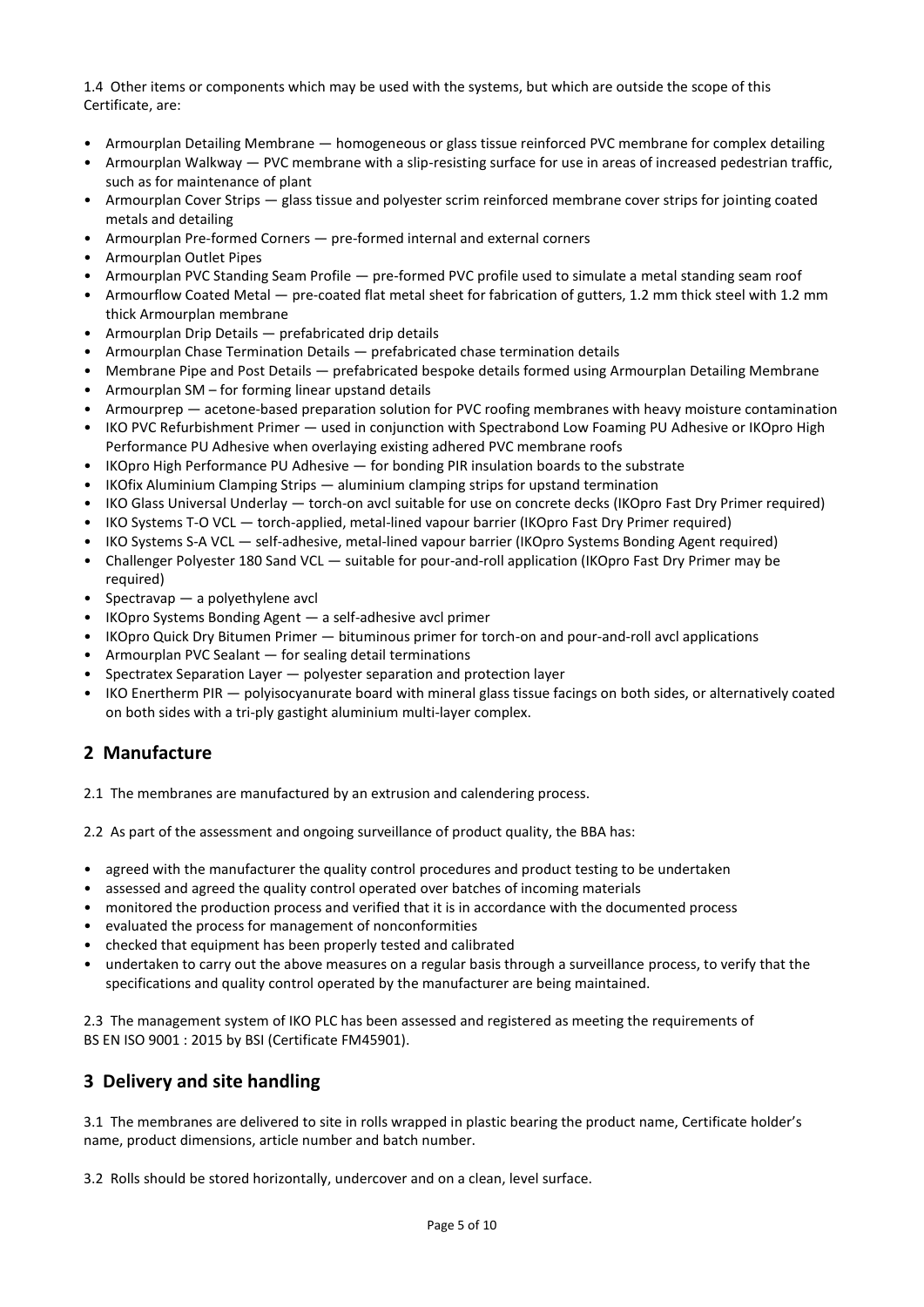1.4 Other items or components which may be used with the systems, but which are outside the scope of this Certificate, are:

- Armourplan Detailing Membrane — homogeneous or glass tissue reinforced PVC membrane for complex detailing
- Armourplan Walkway — PVC membrane with a slip-resisting surface for use in areas of increased pedestrian traffic, such as for maintenance of plant
- Armourplan Cover Strips — glass tissue and polyester scrim reinforced membrane cover strips for jointing coated metals and detailing
- Armourplan Pre-formed Corners — pre-formed internal and external corners
- Armourplan Outlet Pipes
- Armourplan PVC Standing Seam Profile — pre-formed PVC profile used to simulate a metal standing seam roof
- Armourflow Coated Metal — pre-coated flat metal sheet for fabrication of gutters, 1.2 mm thick steel with 1.2 mm thick Armourplan membrane
- Armourplan Drip Details — prefabricated drip details
- Armourplan Chase Termination Details — prefabricated chase termination details
- Membrane Pipe and Post Details — prefabricated bespoke details formed using Armourplan Detailing Membrane
- Armourplan SM – for forming linear upstand details
- Armourprep — acetone-based preparation solution for PVC roofing membranes with heavy moisture contamination
- IKO PVC Refurbishment Primer — used in conjunction with Spectrabond Low Foaming PU Adhesive or IKOpro High Performance PU Adhesive when overlaying existing adhered PVC membrane roofs
- IKOpro High Performance PU Adhesive — for bonding PIR insulation boards to the substrate
- IKOfix Aluminium Clamping Strips — aluminium clamping strips for upstand termination
- IKO Glass Universal Underlay — torch-on avcl suitable for use on concrete decks (IKOpro Fast Dry Primer required)
- IKO Systems T-O VCL — torch-applied, metal-lined vapour barrier (IKOpro Fast Dry Primer required)
- IKO Systems S-A VCL — self-adhesive, metal-lined vapour barrier (IKOpro Systems Bonding Agent required)
- Challenger Polyester 180 Sand VCL — suitable for pour-and-roll application (IKOpro Fast Dry Primer may be required)
- Spectravap — a polyethylene avcl
- IKOpro Systems Bonding Agent — a self-adhesive avcl primer
- IKOpro Quick Dry Bitumen Primer — bituminous primer for torch-on and pour-and-roll avcl applications
- Armourplan PVC Sealant — for sealing detail terminations
- Spectratex Separation Layer — polyester separation and protection layer
- IKO Enertherm PIR — polyisocyanurate board with mineral glass tissue facings on both sides, or alternatively coated on both sides with a tri-ply gastight aluminium multi-layer complex.

## 2 Manufacture

2.1 The membranes are manufactured by an extrusion and calendering process.

2.2 As part of the assessment and ongoing surveillance of product quality, the BBA has:

- agreed with the manufacturer the quality control procedures and product testing to be undertaken
- assessed and agreed the quality control operated over batches of incoming materials
- monitored the production process and verified that it is in accordance with the documented process
- evaluated the process for management of nonconformities
- checked that equipment has been properly tested and calibrated
- undertaken to carry out the above measures on a regular basis through a surveillance process, to verify that the specifications and quality control operated by the manufacturer are being maintained.

2.3 The management system of IKO PLC has been assessed and registered as meeting the requirements of BS EN ISO 9001 : 2015 by BSI (Certificate FM45901).

## 3 Delivery and site handling

3.1 The membranes are delivered to site in rolls wrapped in plastic bearing the product name, Certificate holder's name, product dimensions, article number and batch number.

3.2 Rolls should be stored horizontally, undercover and on a clean, level surface.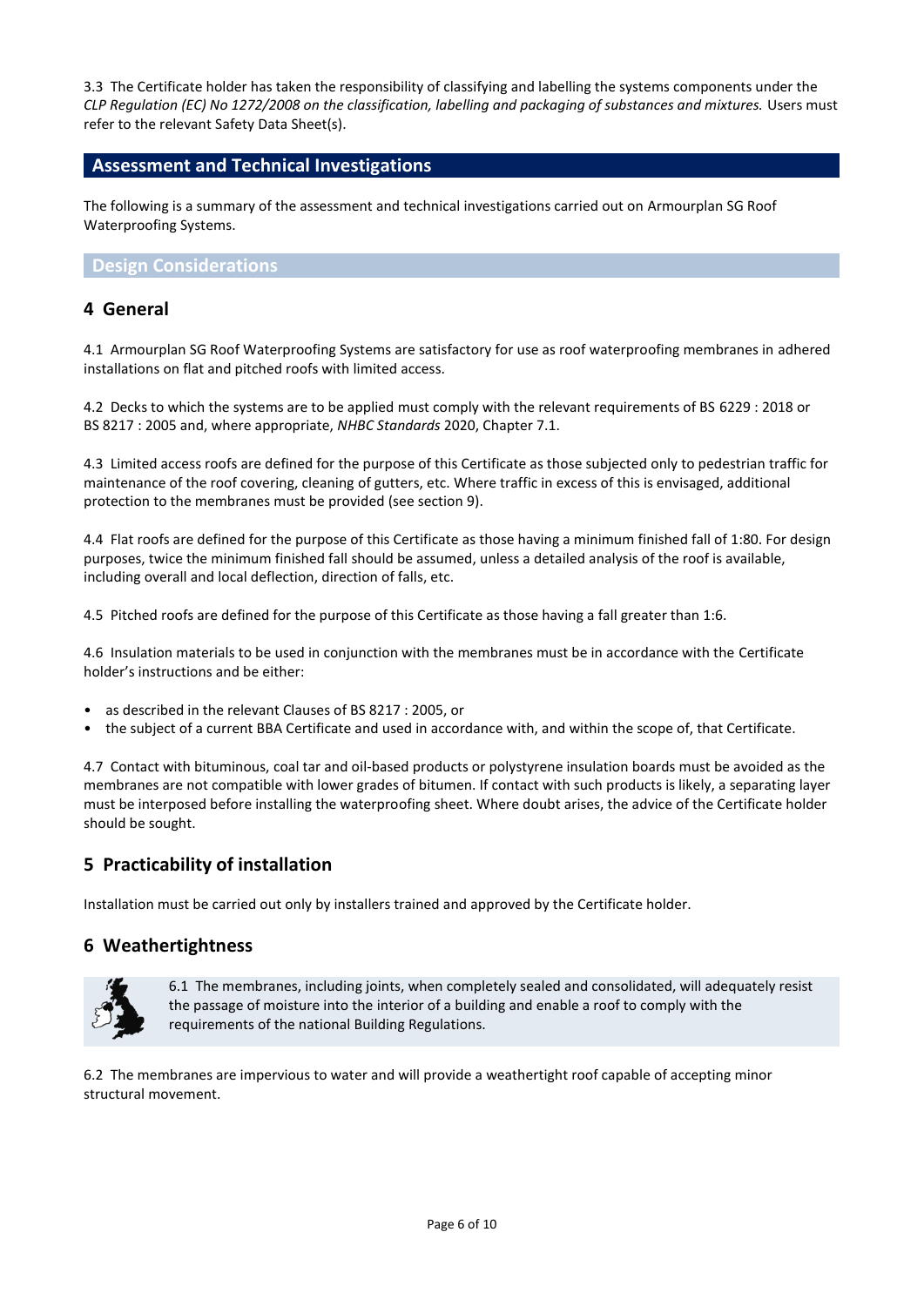3.3 The Certificate holder has taken the responsibility of classifying and labelling the systems components under the *CLP Regulation (EC) No 1272/2008 on the classification, labelling and packaging of substances and mixtures.* Users must refer to the relevant Safety Data Sheet(s).

## Assessment and Technical Investigations

The following is a summary of the assessment and technical investigations carried out on Armourplan SG Roof Waterproofing Systems.

### Design Considerations

## 4 General

4.1 Armourplan SG Roof Waterproofing Systems are satisfactory for use as roof waterproofing membranes in adhered installations on flat and pitched roofs with limited access.

4.2 Decks to which the systems are to be applied must comply with the relevant requirements of BS 6229 : 2018 or BS 8217 : 2005 and, where appropriate, *NHBC Standards* 2020, Chapter 7.1.

4.3 Limited access roofs are defined for the purpose of this Certificate as those subjected only to pedestrian traffic for maintenance of the roof covering, cleaning of gutters, etc. Where traffic in excess of this is envisaged, additional protection to the membranes must be provided (see section 9).

4.4 Flat roofs are defined for the purpose of this Certificate as those having a minimum finished fall of 1:80. For design purposes, twice the minimum finished fall should be assumed, unless a detailed analysis of the roof is available, including overall and local deflection, direction of falls, etc.

4.5 Pitched roofs are defined for the purpose of this Certificate as those having a fall greater than 1:6.

4.6 Insulation materials to be used in conjunction with the membranes must be in accordance with the Certificate holder's instructions and be either:

- as described in the relevant Clauses of BS 8217 : 2005, or
- the subject of a current BBA Certificate and used in accordance with, and within the scope of, that Certificate.

4.7 Contact with bituminous, coal tar and oil-based products or polystyrene insulation boards must be avoided as the membranes are not compatible with lower grades of bitumen. If contact with such products is likely, a separating layer must be interposed before installing the waterproofing sheet. Where doubt arises, the advice of the Certificate holder should be sought.

## 5 Practicability of installation

Installation must be carried out only by installers trained and approved by the Certificate holder.

## 6 Weathertightness

6.1 The membranes, including joints, when completely sealed and consolidated, will adequately resist the passage of moisture into the interior of a building and enable a roof to comply with the requirements of the national Building Regulations.

6.2 The membranes are impervious to water and will provide a weathertight roof capable of accepting minor structural movement.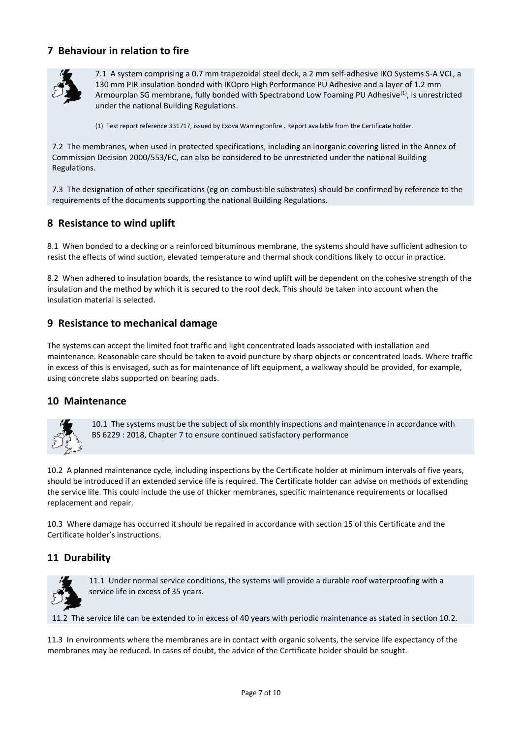## 7 Behaviour in relation to fire

7.1 A system comprising a 0.7 mm trapezoidal steel deck, a 2 mm self-adhesive IKO Systems S-A VCL, a 130 mm PIR insulation bonded with IKOpro High Performance PU Adhesive and a layer of 1.2 mm Armourplan SG membrane, fully bonded with Spectrabond Low Foaming PU Adhesive[1], is unrestricted under the national Building Regulations.

(1) Test report reference 331717, issued by Exova Warringtonfire . Report available from the Certificate holder.

7.2 The membranes, when used in protected specifications, including an inorganic covering listed in the Annex of Commission Decision 2000/553/EC, can also be considered to be unrestricted under the national Building Regulations.

7.3 The designation of other specifications (eg on combustible substrates) should be confirmed by reference to the requirements of the documents supporting the national Building Regulations.

## 8 Resistance to wind uplift

8.1 When bonded to a decking or a reinforced bituminous membrane, the systems should have sufficient adhesion to resist the effects of wind suction, elevated temperature and thermal shock conditions likely to occur in practice.

8.2 When adhered to insulation boards, the resistance to wind uplift will be dependent on the cohesive strength of the insulation and the method by which it is secured to the roof deck. This should be taken into account when the insulation material is selected.

## 9 Resistance to mechanical damage

The systems can accept the limited foot traffic and light concentrated loads associated with installation and maintenance. Reasonable care should be taken to avoid puncture by sharp objects or concentrated loads. Where traffic in excess of this is envisaged, such as for maintenance of lift equipment, a walkway should be provided, for example, using concrete slabs supported on bearing pads.

## 10 Maintenance

10.1 The systems must be the subject of six monthly inspections and maintenance in accordance with BS 6229 : 2018, Chapter 7 to ensure continued satisfactory performance

10.2 A planned maintenance cycle, including inspections by the Certificate holder at minimum intervals of five years, should be introduced if an extended service life is required. The Certificate holder can advise on methods of extending the service life. This could include the use of thicker membranes, specific maintenance requirements or localised replacement and repair.

10.3 Where damage has occurred it should be repaired in accordance with section 15 of this Certificate and the Certificate holder's instructions.

## 11 Durability

11.1 Under normal service conditions, the systems will provide a durable roof waterproofing with a service life in excess of 35 years.

11.2 The service life can be extended to in excess of 40 years with periodic maintenance as stated in section 10.2.

11.3 In environments where the membranes are in contact with organic solvents, the service life expectancy of the membranes may be reduced. In cases of doubt, the advice of the Certificate holder should be sought.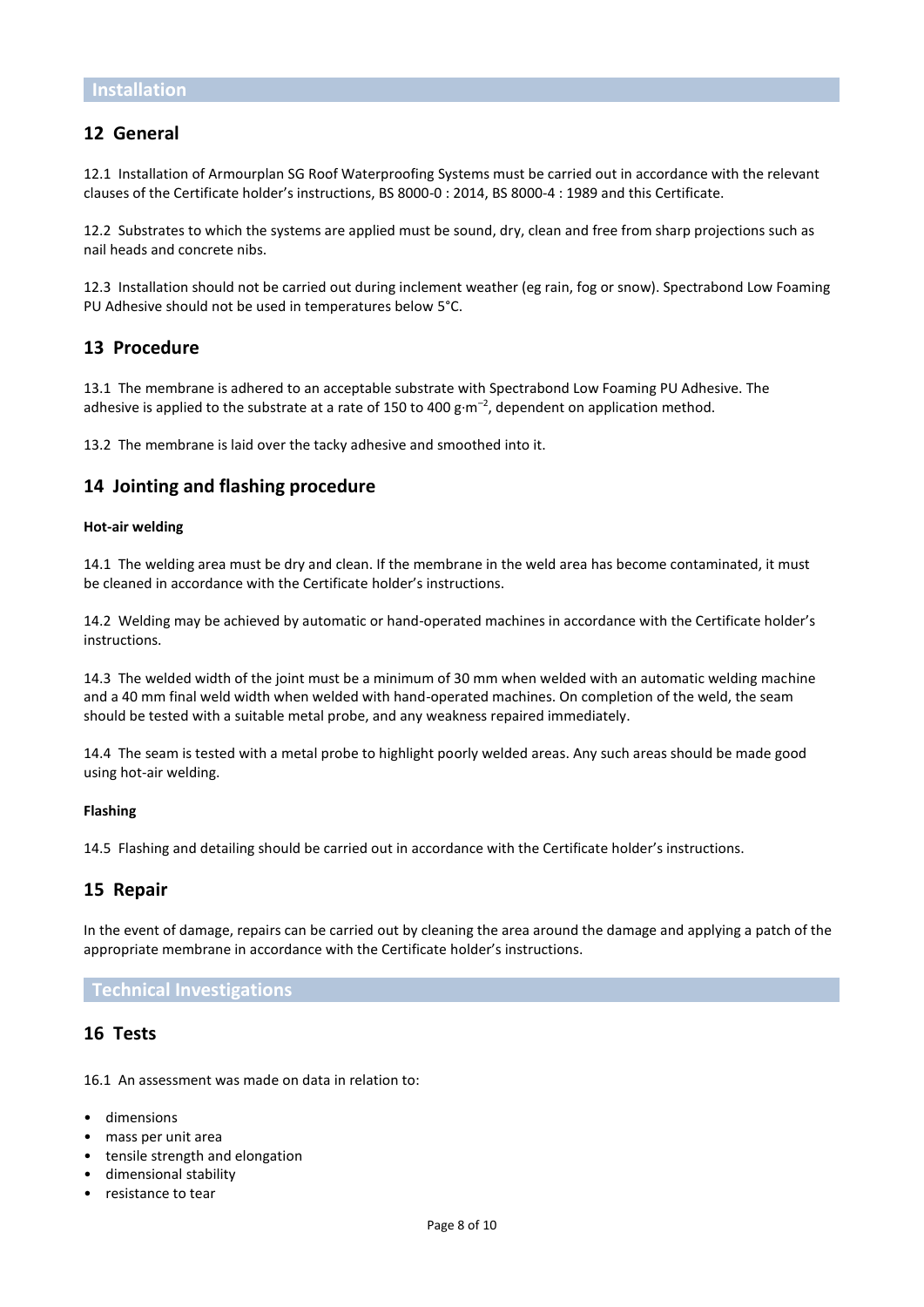## Installation

### 12 General

12.1 Installation of Armourplan SG Roof Waterproofing Systems must be carried out in accordance with the relevant clauses of the Certificate holder's instructions, BS 8000-0 : 2014, BS 8000-4 : 1989 and this Certificate.

12.2 Substrates to which the systems are applied must be sound, dry, clean and free from sharp projections such as nail heads and concrete nibs.

12.3 Installation should not be carried out during inclement weather (eg rain, fog or snow). Spectrabond Low Foaming PU Adhesive should not be used in temperatures below 5°C.

### 13 Procedure

13.1 The membrane is adhered to an acceptable substrate with Spectrabond Low Foaming PU Adhesive. The adhesive is applied to the substrate at a rate of 150 to 400 $g{\cdot}m^{-2}$, dependent on application method.

13.2 The membrane is laid over the tacky adhesive and smoothed into it.

### 14 Jointing and flashing procedure

**Hot-air welding**

14.1 The welding area must be dry and clean. If the membrane in the weld area has become contaminated, it must be cleaned in accordance with the Certificate holder's instructions.

14.2 Welding may be achieved by automatic or hand-operated machines in accordance with the Certificate holder's instructions.

14.3 The welded width of the joint must be a minimum of 30 mm when welded with an automatic welding machine and a 40 mm final weld width when welded with hand-operated machines. On completion of the weld, the seam should be tested with a suitable metal probe, and any weakness repaired immediately.

14.4 The seam is tested with a metal probe to highlight poorly welded areas. Any such areas should be made good using hot-air welding.

**Flashing**

14.5 Flashing and detailing should be carried out in accordance with the Certificate holder's instructions.

### 15 Repair

In the event of damage, repairs can be carried out by cleaning the area around the damage and applying a patch of the appropriate membrane in accordance with the Certificate holder's instructions.

## Technical Investigations

### 16 Tests

16.1 An assessment was made on data in relation to:

- dimensions
- mass per unit area
- tensile strength and elongation
- dimensional stability
- resistance to tear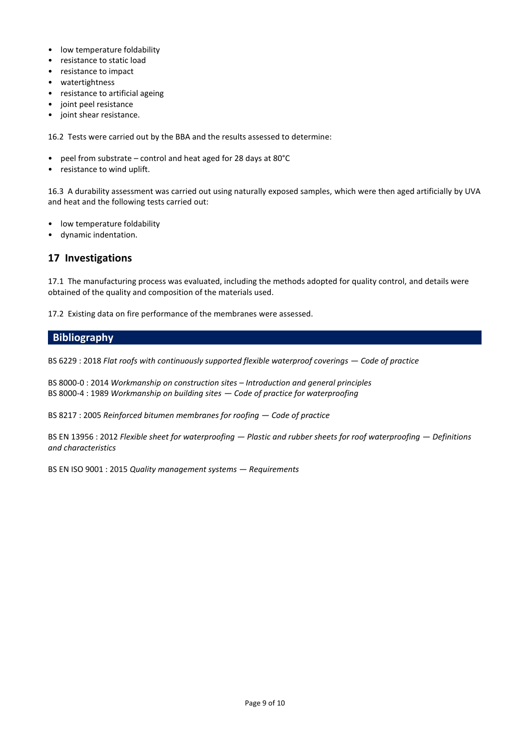- low temperature foldability
- resistance to static load
- resistance to impact
- watertightness
- resistance to artificial ageing
- joint peel resistance
- joint shear resistance.

16.2 Tests were carried out by the BBA and the results assessed to determine:

- peel from substrate – control and heat aged for 28 days at 80°C
- resistance to wind uplift.

16.3 A durability assessment was carried out using naturally exposed samples, which were then aged artificially by UVA and heat and the following tests carried out:

- low temperature foldability
- dynamic indentation.

## 17 Investigations

17.1 The manufacturing process was evaluated, including the methods adopted for quality control, and details were obtained of the quality and composition of the materials used.

17.2 Existing data on fire performance of the membranes were assessed.

## Bibliography

BS 6229 : 2018 *Flat roofs with continuously supported flexible waterproof coverings — Code of practice*

BS 8000-0 : 2014 *Workmanship on construction sites – Introduction and general principles*
BS 8000-4 : 1989 *Workmanship on building sites — Code of practice for waterproofing*

BS 8217 : 2005 *Reinforced bitumen membranes for roofing — Code of practice*

BS EN 13956 : 2012 *Flexible sheet for waterproofing — Plastic and rubber sheets for roof waterproofing — Definitions and characteristics*

BS EN ISO 9001 : 2015 *Quality management systems — Requirements*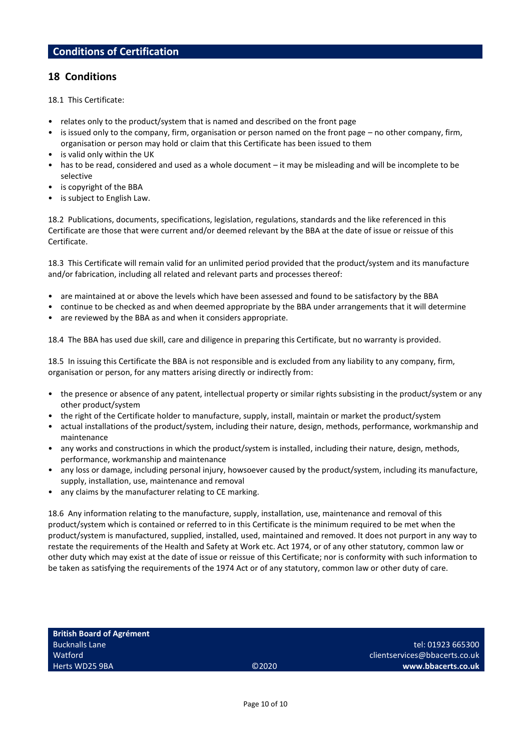## Conditions of Certification

### 18 Conditions

18.1 This Certificate:

- relates only to the product/system that is named and described on the front page
- is issued only to the company, firm, organisation or person named on the front page – no other company, firm, organisation or person may hold or claim that this Certificate has been issued to them
- is valid only within the UK
- has to be read, considered and used as a whole document – it may be misleading and will be incomplete to be selective
- is copyright of the BBA
- is subject to English Law.

18.2 Publications, documents, specifications, legislation, regulations, standards and the like referenced in this Certificate are those that were current and/or deemed relevant by the BBA at the date of issue or reissue of this Certificate.

18.3 This Certificate will remain valid for an unlimited period provided that the product/system and its manufacture and/or fabrication, including all related and relevant parts and processes thereof:

- are maintained at or above the levels which have been assessed and found to be satisfactory by the BBA
- continue to be checked as and when deemed appropriate by the BBA under arrangements that it will determine
- are reviewed by the BBA as and when it considers appropriate.

18.4 The BBA has used due skill, care and diligence in preparing this Certificate, but no warranty is provided.

18.5 In issuing this Certificate the BBA is not responsible and is excluded from any liability to any company, firm, organisation or person, for any matters arising directly or indirectly from:

- the presence or absence of any patent, intellectual property or similar rights subsisting in the product/system or any other product/system
- the right of the Certificate holder to manufacture, supply, install, maintain or market the product/system
- actual installations of the product/system, including their nature, design, methods, performance, workmanship and maintenance
- any works and constructions in which the product/system is installed, including their nature, design, methods, performance, workmanship and maintenance
- any loss or damage, including personal injury, howsoever caused by the product/system, including its manufacture, supply, installation, use, maintenance and removal
- any claims by the manufacturer relating to CE marking.

18.6 Any information relating to the manufacture, supply, installation, use, maintenance and removal of this product/system which is contained or referred to in this Certificate is the minimum required to be met when the product/system is manufactured, supplied, installed, used, maintained and removed. It does not purport in any way to restate the requirements of the Health and Safety at Work etc. Act 1974, or of any other statutory, common law or other duty which may exist at the date of issue or reissue of this Certificate; nor is conformity with such information to be taken as satisfying the requirements of the 1974 Act or of any statutory, common law or other duty of care.

**British Board of Agrément**
Bucknalls Lane
Watford
Herts WD25 9BA

©2020

tel: 01923 665300
clientservices@bbacerts.co.uk
**www.bbacerts.co.uk**